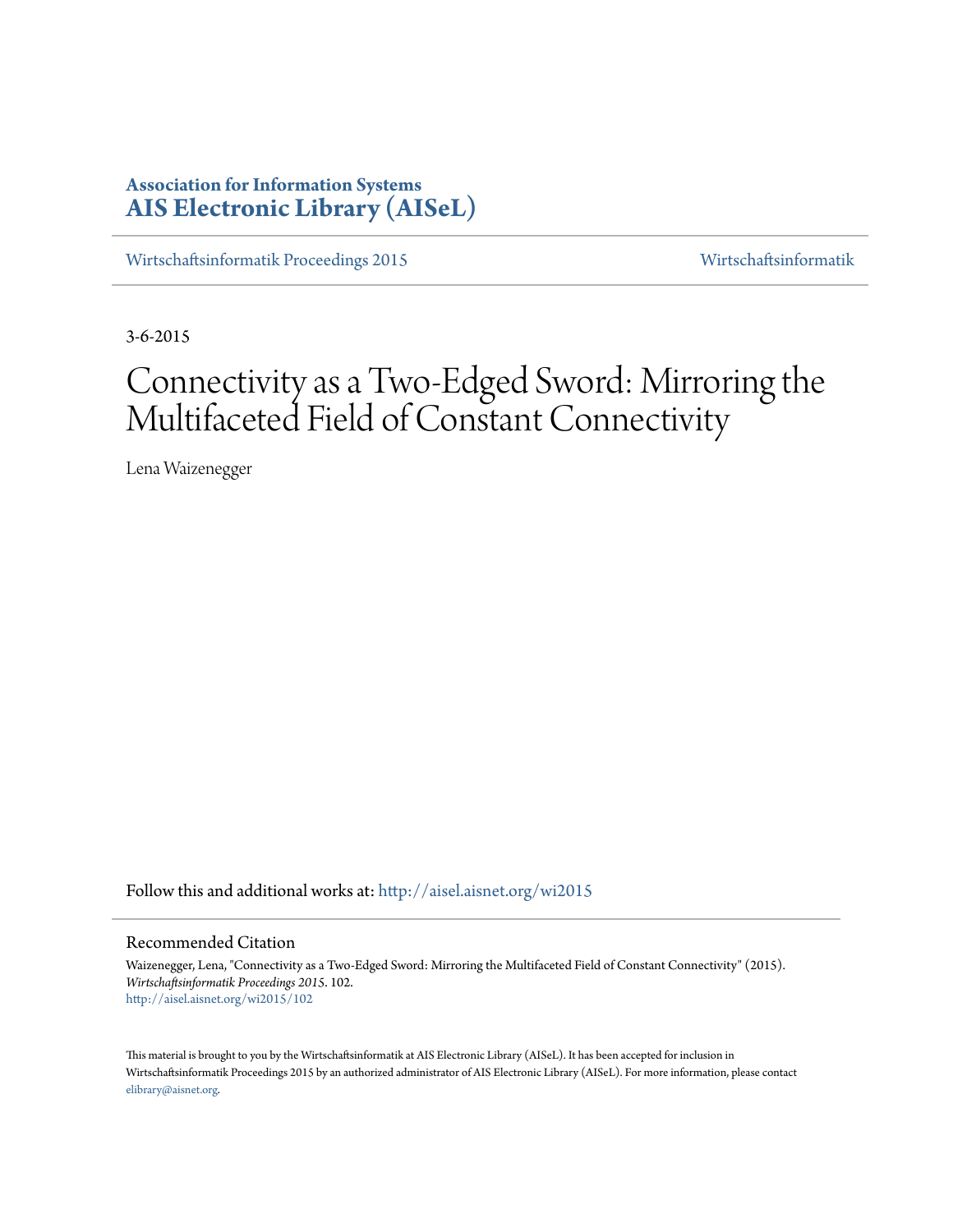**Association for Information Systems**
**AIS Electronic Library (AISeL)**

Wirtschaftsinformatik Proceedings 2015 | Wirtschaftsinformatik

3-6-2015

# Connectivity as a Two-Edged Sword: Mirroring the Multifaceted Field of Constant Connectivity

Lena Waizenegger

Follow this and additional works at: http://aisel.aisnet.org/wi2015

## Recommended Citation

Waizenegger, Lena, "Connectivity as a Two-Edged Sword: Mirroring the Multifaceted Field of Constant Connectivity" (2015). *Wirtschaftsinformatik Proceedings 2015*. 102.
http://aisel.aisnet.org/wi2015/102

This material is brought to you by the Wirtschaftsinformatik at AIS Electronic Library (AISeL). It has been accepted for inclusion in Wirtschaftsinformatik Proceedings 2015 by an authorized administrator of AIS Electronic Library (AISeL). For more information, please contact elibrary@aisnet.org.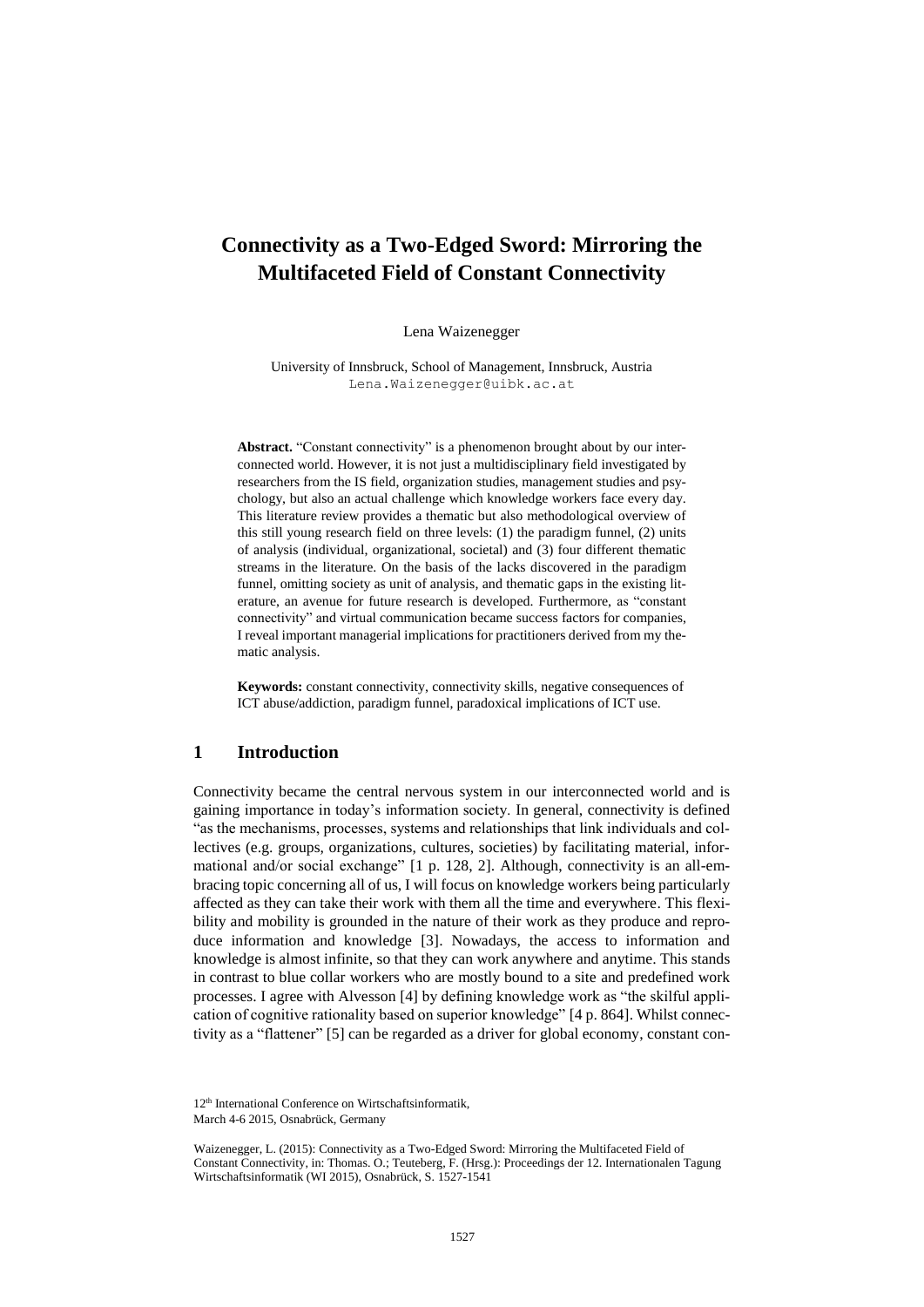# Connectivity as a Two-Edged Sword: Mirroring the Multifaceted Field of Constant Connectivity

Lena Waizenegger

University of Innsbruck, School of Management, Innsbruck, Austria
Lena.Waizenegger@uibk.ac.at

**Abstract.** "Constant connectivity" is a phenomenon brought about by our interconnected world. However, it is not just a multidisciplinary field investigated by researchers from the IS field, organization studies, management studies and psychology, but also an actual challenge which knowledge workers face every day. This literature review provides a thematic but also methodological overview of this still young research field on three levels: (1) the paradigm funnel, (2) units of analysis (individual, organizational, societal) and (3) four different thematic streams in the literature. On the basis of the lacks discovered in the paradigm funnel, omitting society as unit of analysis, and thematic gaps in the existing literature, an avenue for future research is developed. Furthermore, as "constant connectivity" and virtual communication became success factors for companies, I reveal important managerial implications for practitioners derived from my thematic analysis.

**Keywords:** constant connectivity, connectivity skills, negative consequences of ICT abuse/addiction, paradigm funnel, paradoxical implications of ICT use.

## 1 Introduction

Connectivity became the central nervous system in our interconnected world and is gaining importance in today's information society. In general, connectivity is defined "as the mechanisms, processes, systems and relationships that link individuals and collectives (e.g. groups, organizations, cultures, societies) by facilitating material, informational and/or social exchange" [1 p. 128, 2]. Although, connectivity is an all-embracing topic concerning all of us, I will focus on knowledge workers being particularly affected as they can take their work with them all the time and everywhere. This flexibility and mobility is grounded in the nature of their work as they produce and reproduce information and knowledge [3]. Nowadays, the access to information and knowledge is almost infinite, so that they can work anywhere and anytime. This stands in contrast to blue collar workers who are mostly bound to a site and predefined work processes. I agree with Alvesson [4] by defining knowledge work as "the skilful application of cognitive rationality based on superior knowledge" [4 p. 864]. Whilst connectivity as a "flattener" [5] can be regarded as a driver for global economy, constant con-

12[th] International Conference on Wirtschaftsinformatik,
March 4-6 2015, Osnabrück, Germany

Waizenegger, L. (2015): Connectivity as a Two-Edged Sword: Mirroring the Multifaceted Field of Constant Connectivity, in: Thomas. O.; Teuteberg, F. (Hrsg.): Proceedings der 12. Internationalen Tagung Wirtschaftsinformatik (WI 2015), Osnabrück, S. 1527-1541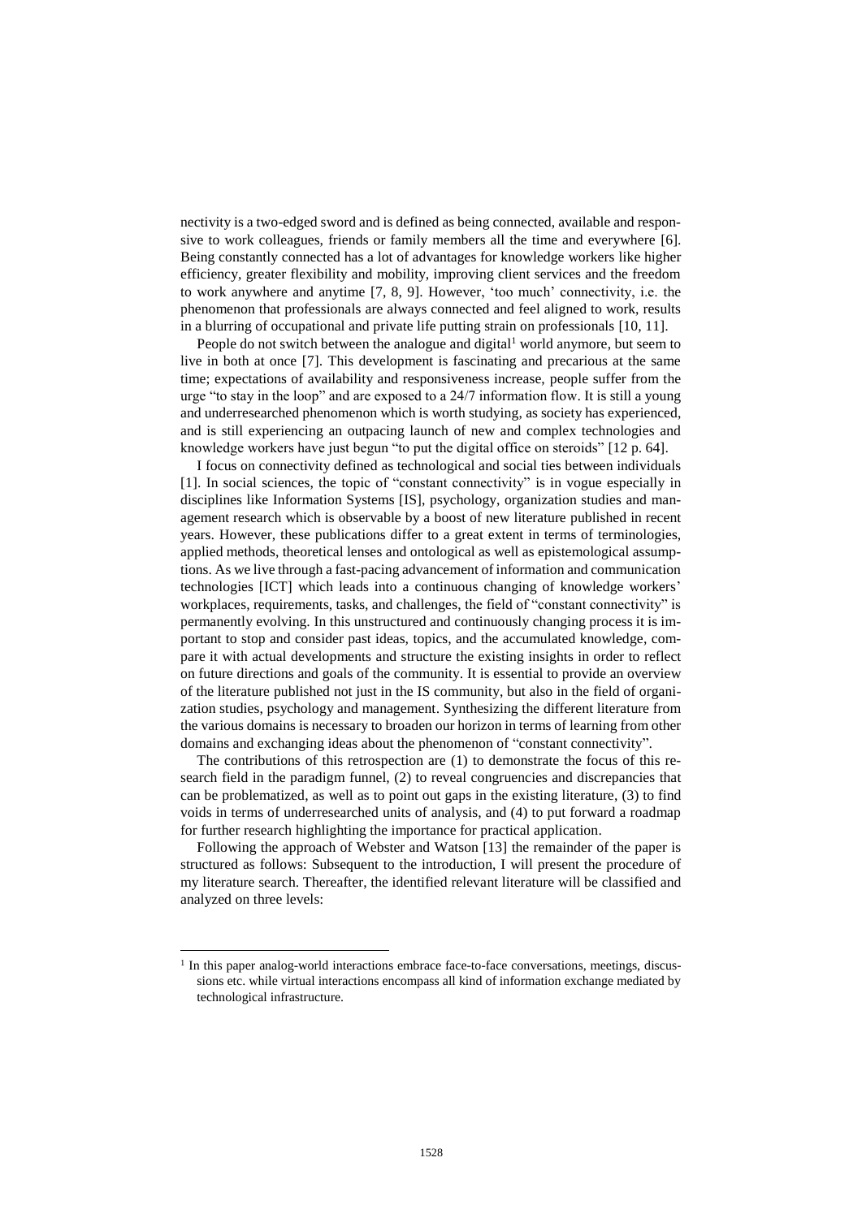nectivity is a two-edged sword and is defined as being connected, available and responsive to work colleagues, friends or family members all the time and everywhere [6]. Being constantly connected has a lot of advantages for knowledge workers like higher efficiency, greater flexibility and mobility, improving client services and the freedom to work anywhere and anytime [7, 8, 9]. However, 'too much' connectivity, i.e. the phenomenon that professionals are always connected and feel aligned to work, results in a blurring of occupational and private life putting strain on professionals [10, 11].

People do not switch between the analogue and digital[1] world anymore, but seem to live in both at once [7]. This development is fascinating and precarious at the same time; expectations of availability and responsiveness increase, people suffer from the urge "to stay in the loop" and are exposed to a 24/7 information flow. It is still a young and underresearched phenomenon which is worth studying, as society has experienced, and is still experiencing an outpacing launch of new and complex technologies and knowledge workers have just begun "to put the digital office on steroids" [12 p. 64].

I focus on connectivity defined as technological and social ties between individuals [1]. In social sciences, the topic of "constant connectivity" is in vogue especially in disciplines like Information Systems [IS], psychology, organization studies and management research which is observable by a boost of new literature published in recent years. However, these publications differ to a great extent in terms of terminologies, applied methods, theoretical lenses and ontological as well as epistemological assumptions. As we live through a fast-pacing advancement of information and communication technologies [ICT] which leads into a continuous changing of knowledge workers' workplaces, requirements, tasks, and challenges, the field of "constant connectivity" is permanently evolving. In this unstructured and continuously changing process it is important to stop and consider past ideas, topics, and the accumulated knowledge, compare it with actual developments and structure the existing insights in order to reflect on future directions and goals of the community. It is essential to provide an overview of the literature published not just in the IS community, but also in the field of organization studies, psychology and management. Synthesizing the different literature from the various domains is necessary to broaden our horizon in terms of learning from other domains and exchanging ideas about the phenomenon of "constant connectivity".

The contributions of this retrospection are (1) to demonstrate the focus of this research field in the paradigm funnel, (2) to reveal congruencies and discrepancies that can be problematized, as well as to point out gaps in the existing literature, (3) to find voids in terms of underresearched units of analysis, and (4) to put forward a roadmap for further research highlighting the importance for practical application.

Following the approach of Webster and Watson [13] the remainder of the paper is structured as follows: Subsequent to the introduction, I will present the procedure of my literature search. Thereafter, the identified relevant literature will be classified and analyzed on three levels:

[1] In this paper analog-world interactions embrace face-to-face conversations, meetings, discussions etc. while virtual interactions encompass all kind of information exchange mediated by technological infrastructure.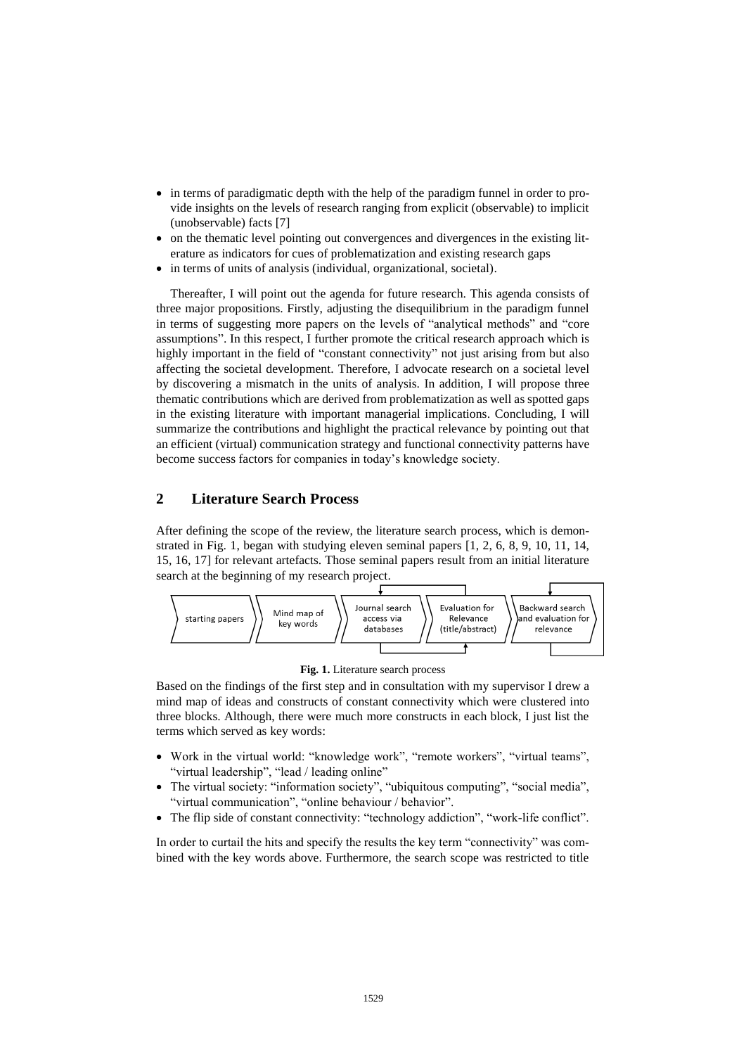- in terms of paradigmatic depth with the help of the paradigm funnel in order to provide insights on the levels of research ranging from explicit (observable) to implicit (unobservable) facts [7]
- on the thematic level pointing out convergences and divergences in the existing literature as indicators for cues of problematization and existing research gaps
- in terms of units of analysis (individual, organizational, societal).

Thereafter, I will point out the agenda for future research. This agenda consists of three major propositions. Firstly, adjusting the disequilibrium in the paradigm funnel in terms of suggesting more papers on the levels of "analytical methods" and "core assumptions". In this respect, I further promote the critical research approach which is highly important in the field of "constant connectivity" not just arising from but also affecting the societal development. Therefore, I advocate research on a societal level by discovering a mismatch in the units of analysis. In addition, I will propose three thematic contributions which are derived from problematization as well as spotted gaps in the existing literature with important managerial implications. Concluding, I will summarize the contributions and highlight the practical relevance by pointing out that an efficient (virtual) communication strategy and functional connectivity patterns have become success factors for companies in today's knowledge society.

## 2 Literature Search Process

After defining the scope of the review, the literature search process, which is demonstrated in Fig. 1, began with studying eleven seminal papers [1, 2, 6, 8, 9, 10, 11, 14, 15, 16, 17] for relevant artefacts. Those seminal papers result from an initial literature search at the beginning of my research project.

starting papers → Mind map of key words → Journal search access via databases → Evaluation for Relevance (title/abstract) → Backward search and evaluation for relevance

**Fig. 1.** Literature search process

Based on the findings of the first step and in consultation with my supervisor I drew a mind map of ideas and constructs of constant connectivity which were clustered into three blocks. Although, there were much more constructs in each block, I just list the terms which served as key words:

- Work in the virtual world: "knowledge work", "remote workers", "virtual teams", "virtual leadership", "lead / leading online"
- The virtual society: "information society", "ubiquitous computing", "social media", "virtual communication", "online behaviour / behavior".
- The flip side of constant connectivity: "technology addiction", "work-life conflict".

In order to curtail the hits and specify the results the key term "connectivity" was combined with the key words above. Furthermore, the search scope was restricted to title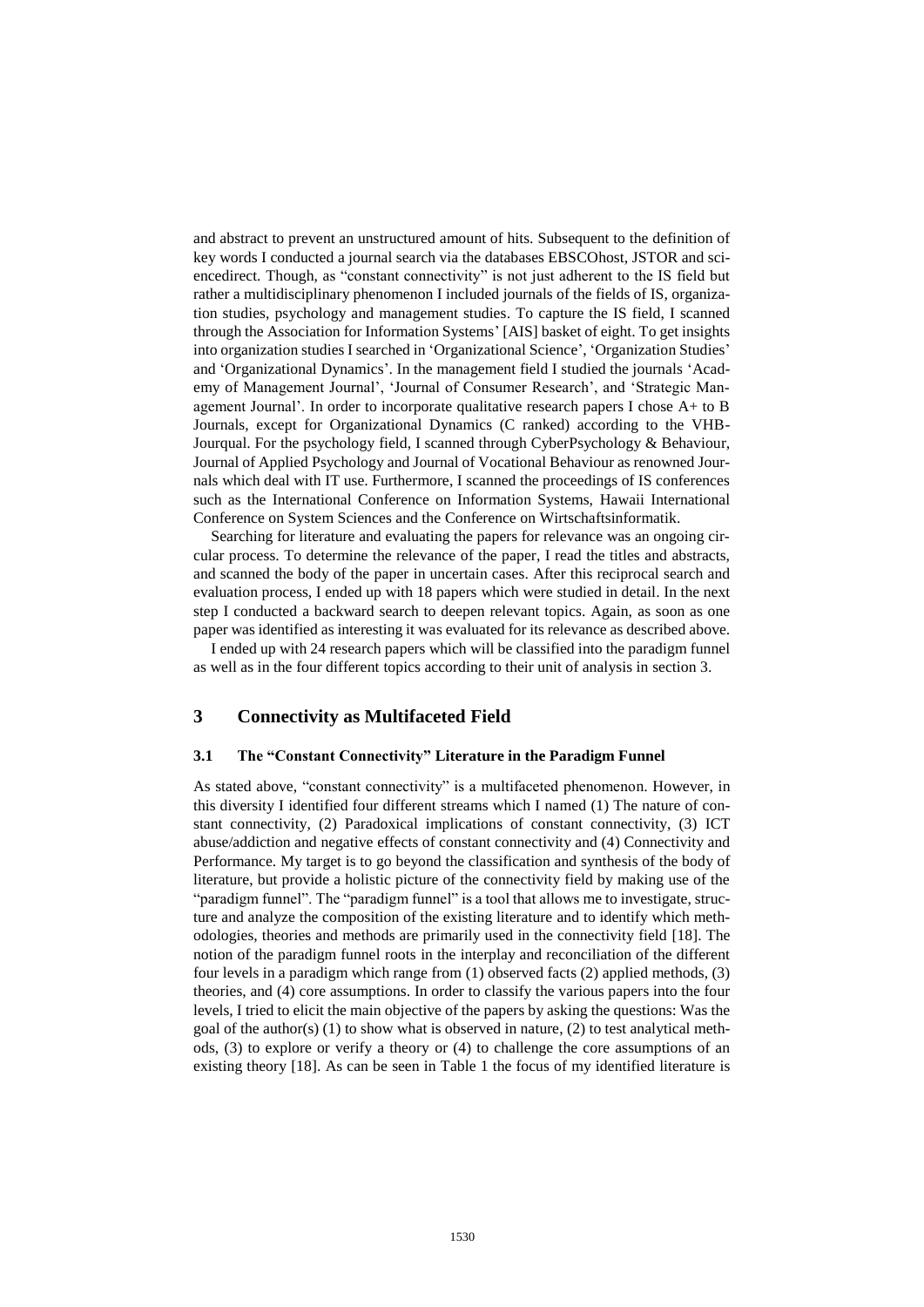and abstract to prevent an unstructured amount of hits. Subsequent to the definition of key words I conducted a journal search via the databases EBSCOhost, JSTOR and sciencedirect. Though, as "constant connectivity" is not just adherent to the IS field but rather a multidisciplinary phenomenon I included journals of the fields of IS, organization studies, psychology and management studies. To capture the IS field, I scanned through the Association for Information Systems' [AIS] basket of eight. To get insights into organization studies I searched in 'Organizational Science', 'Organization Studies' and 'Organizational Dynamics'. In the management field I studied the journals 'Academy of Management Journal', 'Journal of Consumer Research', and 'Strategic Management Journal'. In order to incorporate qualitative research papers I chose A+ to B Journals, except for Organizational Dynamics (C ranked) according to the VHB-Jourqual. For the psychology field, I scanned through CyberPsychology & Behaviour, Journal of Applied Psychology and Journal of Vocational Behaviour as renowned Journals which deal with IT use. Furthermore, I scanned the proceedings of IS conferences such as the International Conference on Information Systems, Hawaii International Conference on System Sciences and the Conference on Wirtschaftsinformatik.

Searching for literature and evaluating the papers for relevance was an ongoing circular process. To determine the relevance of the paper, I read the titles and abstracts, and scanned the body of the paper in uncertain cases. After this reciprocal search and evaluation process, I ended up with 18 papers which were studied in detail. In the next step I conducted a backward search to deepen relevant topics. Again, as soon as one paper was identified as interesting it was evaluated for its relevance as described above.

I ended up with 24 research papers which will be classified into the paradigm funnel as well as in the four different topics according to their unit of analysis in section 3.

## 3 Connectivity as Multifaceted Field

### 3.1 The "Constant Connectivity" Literature in the Paradigm Funnel

As stated above, "constant connectivity" is a multifaceted phenomenon. However, in this diversity I identified four different streams which I named (1) The nature of constant connectivity, (2) Paradoxical implications of constant connectivity, (3) ICT abuse/addiction and negative effects of constant connectivity and (4) Connectivity and Performance. My target is to go beyond the classification and synthesis of the body of literature, but provide a holistic picture of the connectivity field by making use of the "paradigm funnel". The "paradigm funnel" is a tool that allows me to investigate, structure and analyze the composition of the existing literature and to identify which methodologies, theories and methods are primarily used in the connectivity field [18]. The notion of the paradigm funnel roots in the interplay and reconciliation of the different four levels in a paradigm which range from (1) observed facts (2) applied methods, (3) theories, and (4) core assumptions. In order to classify the various papers into the four levels, I tried to elicit the main objective of the papers by asking the questions: Was the goal of the author(s) (1) to show what is observed in nature, (2) to test analytical methods, (3) to explore or verify a theory or (4) to challenge the core assumptions of an existing theory [18]. As can be seen in Table 1 the focus of my identified literature is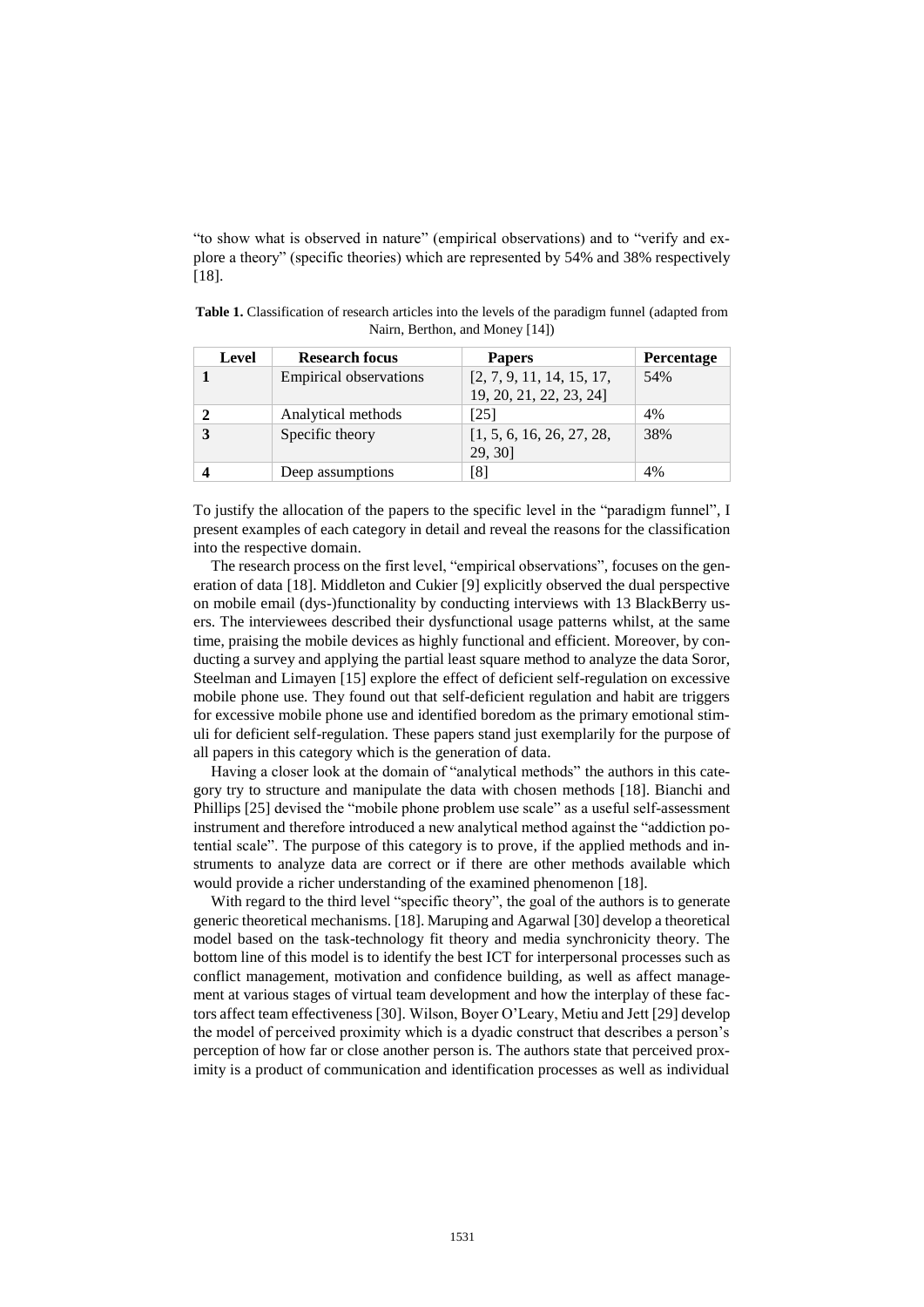"to show what is observed in nature" (empirical observations) and to "verify and explore a theory" (specific theories) which are represented by 54% and 38% respectively [18].

**Table 1.** Classification of research articles into the levels of the paradigm funnel (adapted from Nairn, Berthon, and Money [14])

| Level | Research focus | Papers | Percentage |
|---|---|---|---|
| **1** | Empirical observations | [2, 7, 9, 11, 14, 15, 17, 19, 20, 21, 22, 23, 24] | 54% |
| **2** | Analytical methods | [25] | 4% |
| **3** | Specific theory | [1, 5, 6, 16, 26, 27, 28, 29, 30] | 38% |
| **4** | Deep assumptions | [8] | 4% |

To justify the allocation of the papers to the specific level in the "paradigm funnel", I present examples of each category in detail and reveal the reasons for the classification into the respective domain.

The research process on the first level, "empirical observations", focuses on the generation of data [18]. Middleton and Cukier [9] explicitly observed the dual perspective on mobile email (dys-)functionality by conducting interviews with 13 BlackBerry users. The interviewees described their dysfunctional usage patterns whilst, at the same time, praising the mobile devices as highly functional and efficient. Moreover, by conducting a survey and applying the partial least square method to analyze the data Soror, Steelman and Limayen [15] explore the effect of deficient self-regulation on excessive mobile phone use. They found out that self-deficient regulation and habit are triggers for excessive mobile phone use and identified boredom as the primary emotional stimuli for deficient self-regulation. These papers stand just exemplarily for the purpose of all papers in this category which is the generation of data.

Having a closer look at the domain of "analytical methods" the authors in this category try to structure and manipulate the data with chosen methods [18]. Bianchi and Phillips [25] devised the "mobile phone problem use scale" as a useful self-assessment instrument and therefore introduced a new analytical method against the "addiction potential scale". The purpose of this category is to prove, if the applied methods and instruments to analyze data are correct or if there are other methods available which would provide a richer understanding of the examined phenomenon [18].

With regard to the third level "specific theory", the goal of the authors is to generate generic theoretical mechanisms. [18]. Maruping and Agarwal [30] develop a theoretical model based on the task-technology fit theory and media synchronicity theory. The bottom line of this model is to identify the best ICT for interpersonal processes such as conflict management, motivation and confidence building, as well as affect management at various stages of virtual team development and how the interplay of these factors affect team effectiveness [30]. Wilson, Boyer O'Leary, Metiu and Jett [29] develop the model of perceived proximity which is a dyadic construct that describes a person's perception of how far or close another person is. The authors state that perceived proximity is a product of communication and identification processes as well as individual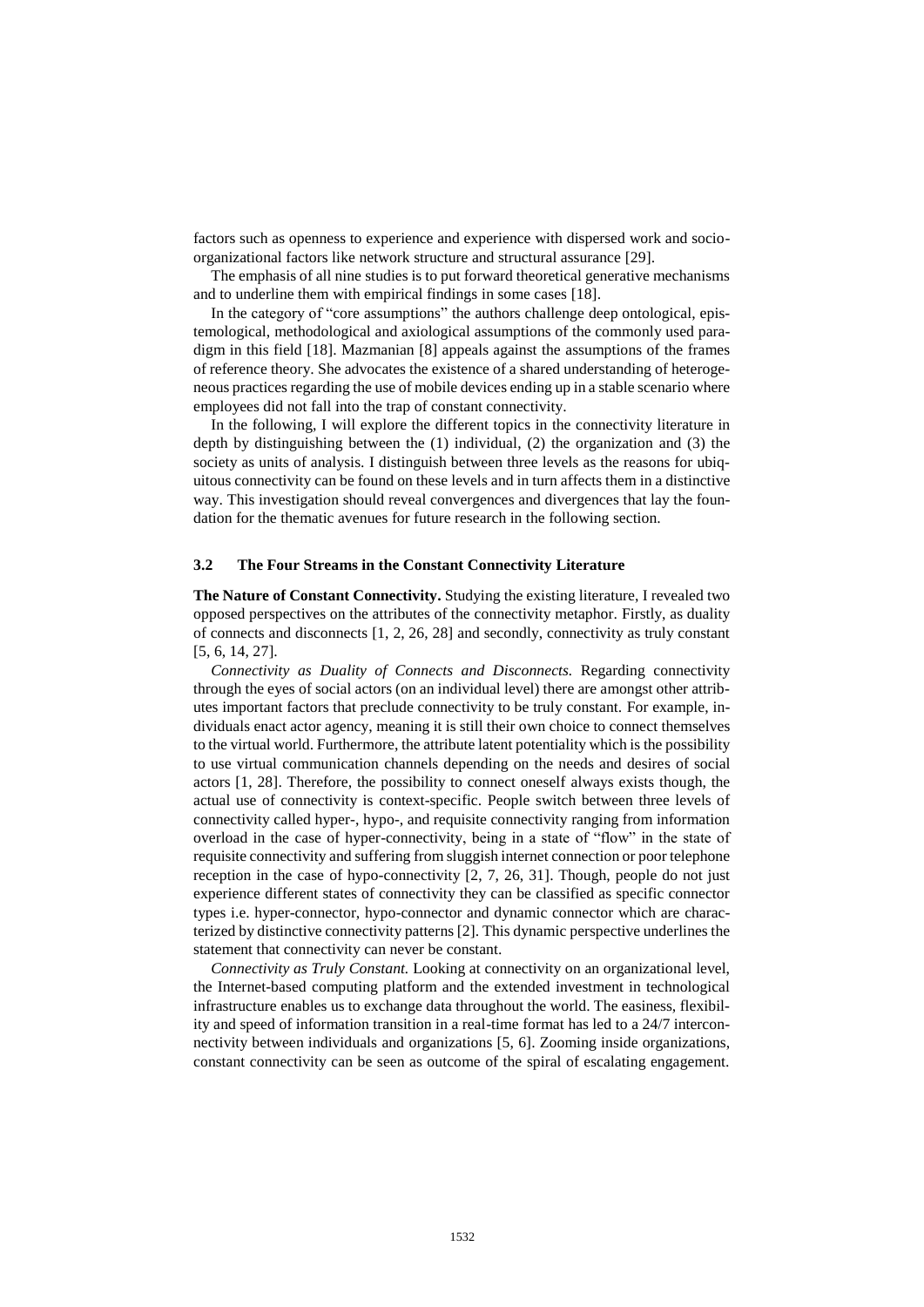factors such as openness to experience and experience with dispersed work and socio-organizational factors like network structure and structural assurance [29].

The emphasis of all nine studies is to put forward theoretical generative mechanisms and to underline them with empirical findings in some cases [18].

In the category of "core assumptions" the authors challenge deep ontological, epistemological, methodological and axiological assumptions of the commonly used paradigm in this field [18]. Mazmanian [8] appeals against the assumptions of the frames of reference theory. She advocates the existence of a shared understanding of heterogeneous practices regarding the use of mobile devices ending up in a stable scenario where employees did not fall into the trap of constant connectivity.

In the following, I will explore the different topics in the connectivity literature in depth by distinguishing between the (1) individual, (2) the organization and (3) the society as units of analysis. I distinguish between three levels as the reasons for ubiquitous connectivity can be found on these levels and in turn affects them in a distinctive way. This investigation should reveal convergences and divergences that lay the foundation for the thematic avenues for future research in the following section.

### 3.2 The Four Streams in the Constant Connectivity Literature

**The Nature of Constant Connectivity.** Studying the existing literature, I revealed two opposed perspectives on the attributes of the connectivity metaphor. Firstly, as duality of connects and disconnects [1, 2, 26, 28] and secondly, connectivity as truly constant [5, 6, 14, 27].

*Connectivity as Duality of Connects and Disconnects.* Regarding connectivity through the eyes of social actors (on an individual level) there are amongst other attributes important factors that preclude connectivity to be truly constant. For example, individuals enact actor agency, meaning it is still their own choice to connect themselves to the virtual world. Furthermore, the attribute latent potentiality which is the possibility to use virtual communication channels depending on the needs and desires of social actors [1, 28]. Therefore, the possibility to connect oneself always exists though, the actual use of connectivity is context-specific. People switch between three levels of connectivity called hyper-, hypo-, and requisite connectivity ranging from information overload in the case of hyper-connectivity, being in a state of "flow" in the state of requisite connectivity and suffering from sluggish internet connection or poor telephone reception in the case of hypo-connectivity [2, 7, 26, 31]. Though, people do not just experience different states of connectivity they can be classified as specific connector types i.e. hyper-connector, hypo-connector and dynamic connector which are characterized by distinctive connectivity patterns [2]. This dynamic perspective underlines the statement that connectivity can never be constant.

*Connectivity as Truly Constant.* Looking at connectivity on an organizational level, the Internet-based computing platform and the extended investment in technological infrastructure enables us to exchange data throughout the world. The easiness, flexibility and speed of information transition in a real-time format has led to a 24/7 interconnectivity between individuals and organizations [5, 6]. Zooming inside organizations, constant connectivity can be seen as outcome of the spiral of escalating engagement.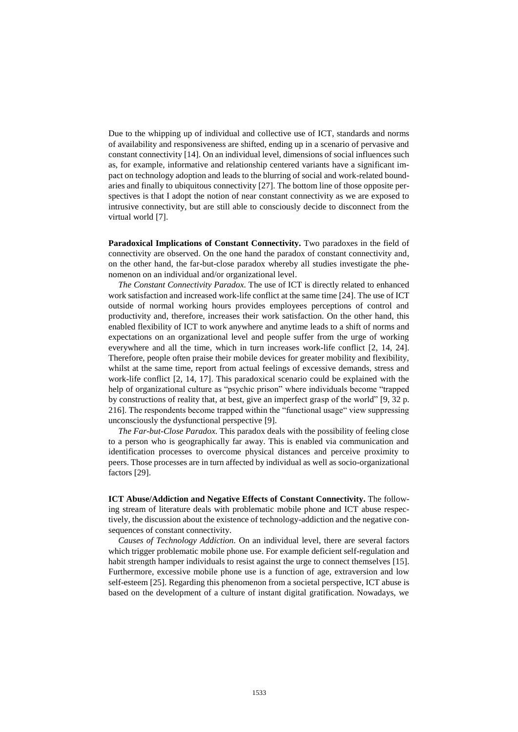Due to the whipping up of individual and collective use of ICT, standards and norms of availability and responsiveness are shifted, ending up in a scenario of pervasive and constant connectivity [14]. On an individual level, dimensions of social influences such as, for example, informative and relationship centered variants have a significant impact on technology adoption and leads to the blurring of social and work-related boundaries and finally to ubiquitous connectivity [27]. The bottom line of those opposite perspectives is that I adopt the notion of near constant connectivity as we are exposed to intrusive connectivity, but are still able to consciously decide to disconnect from the virtual world [7].

**Paradoxical Implications of Constant Connectivity.** Two paradoxes in the field of connectivity are observed. On the one hand the paradox of constant connectivity and, on the other hand, the far-but-close paradox whereby all studies investigate the phenomenon on an individual and/or organizational level.

*The Constant Connectivity Paradox.* The use of ICT is directly related to enhanced work satisfaction and increased work-life conflict at the same time [24]. The use of ICT outside of normal working hours provides employees perceptions of control and productivity and, therefore, increases their work satisfaction. On the other hand, this enabled flexibility of ICT to work anywhere and anytime leads to a shift of norms and expectations on an organizational level and people suffer from the urge of working everywhere and all the time, which in turn increases work-life conflict [2, 14, 24]. Therefore, people often praise their mobile devices for greater mobility and flexibility, whilst at the same time, report from actual feelings of excessive demands, stress and work-life conflict [2, 14, 17]. This paradoxical scenario could be explained with the help of organizational culture as "psychic prison" where individuals become "trapped by constructions of reality that, at best, give an imperfect grasp of the world" [9, 32 p. 216]. The respondents become trapped within the "functional usage" view suppressing unconsciously the dysfunctional perspective [9].

*The Far-but-Close Paradox.* This paradox deals with the possibility of feeling close to a person who is geographically far away. This is enabled via communication and identification processes to overcome physical distances and perceive proximity to peers. Those processes are in turn affected by individual as well as socio-organizational factors [29].

**ICT Abuse/Addiction and Negative Effects of Constant Connectivity.** The following stream of literature deals with problematic mobile phone and ICT abuse respectively, the discussion about the existence of technology-addiction and the negative consequences of constant connectivity.

*Causes of Technology Addiction.* On an individual level, there are several factors which trigger problematic mobile phone use. For example deficient self-regulation and habit strength hamper individuals to resist against the urge to connect themselves [15]. Furthermore, excessive mobile phone use is a function of age, extraversion and low self-esteem [25]. Regarding this phenomenon from a societal perspective, ICT abuse is based on the development of a culture of instant digital gratification. Nowadays, we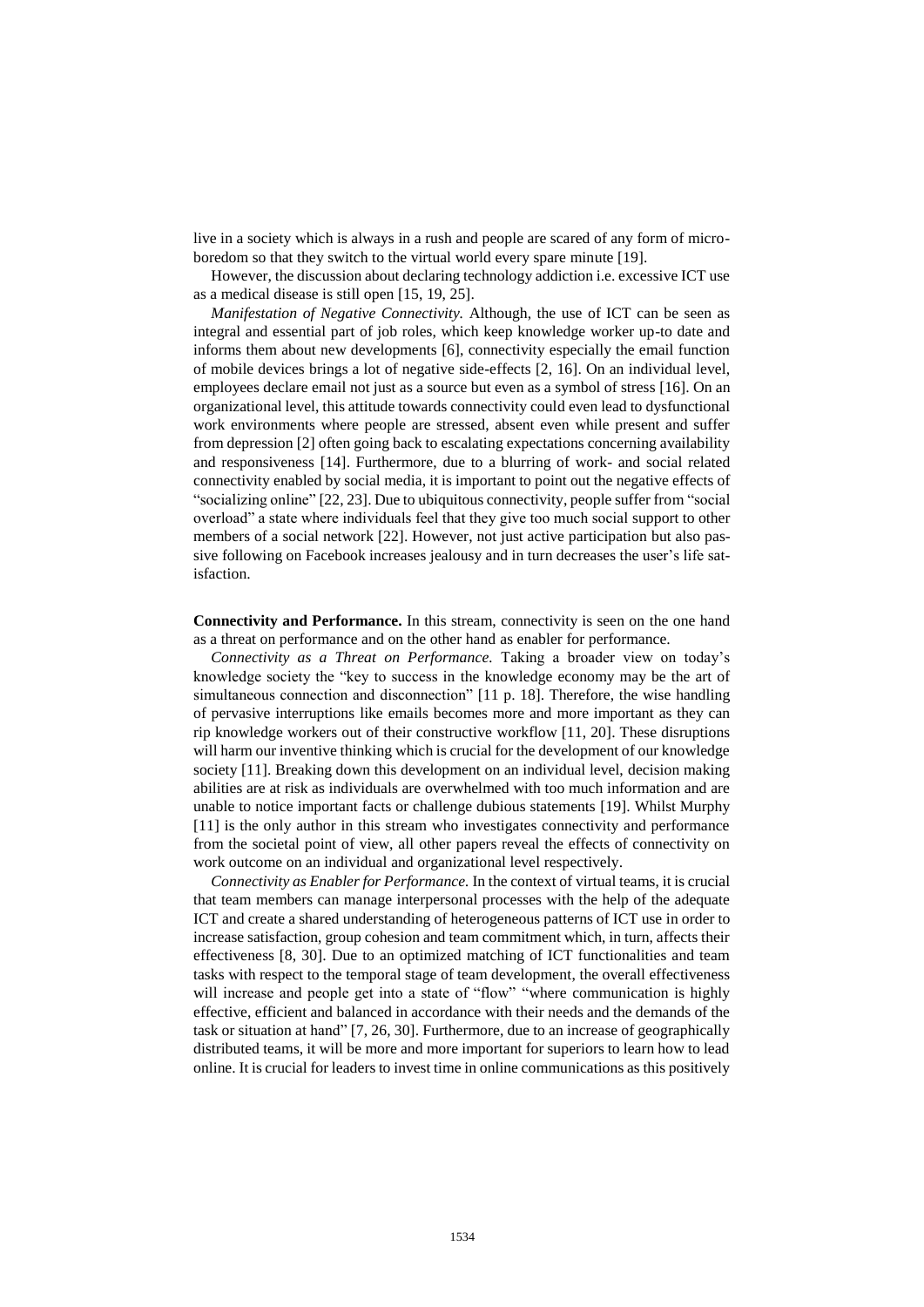live in a society which is always in a rush and people are scared of any form of micro-boredom so that they switch to the virtual world every spare minute [19].

However, the discussion about declaring technology addiction i.e. excessive ICT use as a medical disease is still open [15, 19, 25].

*Manifestation of Negative Connectivity.* Although, the use of ICT can be seen as integral and essential part of job roles, which keep knowledge worker up-to date and informs them about new developments [6], connectivity especially the email function of mobile devices brings a lot of negative side-effects [2, 16]. On an individual level, employees declare email not just as a source but even as a symbol of stress [16]. On an organizational level, this attitude towards connectivity could even lead to dysfunctional work environments where people are stressed, absent even while present and suffer from depression [2] often going back to escalating expectations concerning availability and responsiveness [14]. Furthermore, due to a blurring of work- and social related connectivity enabled by social media, it is important to point out the negative effects of "socializing online" [22, 23]. Due to ubiquitous connectivity, people suffer from "social overload" a state where individuals feel that they give too much social support to other members of a social network [22]. However, not just active participation but also passive following on Facebook increases jealousy and in turn decreases the user's life satisfaction.

**Connectivity and Performance.** In this stream, connectivity is seen on the one hand as a threat on performance and on the other hand as enabler for performance.

*Connectivity as a Threat on Performance.* Taking a broader view on today's knowledge society the "key to success in the knowledge economy may be the art of simultaneous connection and disconnection" [11 p. 18]. Therefore, the wise handling of pervasive interruptions like emails becomes more and more important as they can rip knowledge workers out of their constructive workflow [11, 20]. These disruptions will harm our inventive thinking which is crucial for the development of our knowledge society [11]. Breaking down this development on an individual level, decision making abilities are at risk as individuals are overwhelmed with too much information and are unable to notice important facts or challenge dubious statements [19]. Whilst Murphy [11] is the only author in this stream who investigates connectivity and performance from the societal point of view, all other papers reveal the effects of connectivity on work outcome on an individual and organizational level respectively.

*Connectivity as Enabler for Performance.* In the context of virtual teams, it is crucial that team members can manage interpersonal processes with the help of the adequate ICT and create a shared understanding of heterogeneous patterns of ICT use in order to increase satisfaction, group cohesion and team commitment which, in turn, affects their effectiveness [8, 30]. Due to an optimized matching of ICT functionalities and team tasks with respect to the temporal stage of team development, the overall effectiveness will increase and people get into a state of "flow" "where communication is highly effective, efficient and balanced in accordance with their needs and the demands of the task or situation at hand" [7, 26, 30]. Furthermore, due to an increase of geographically distributed teams, it will be more and more important for superiors to learn how to lead online. It is crucial for leaders to invest time in online communications as this positively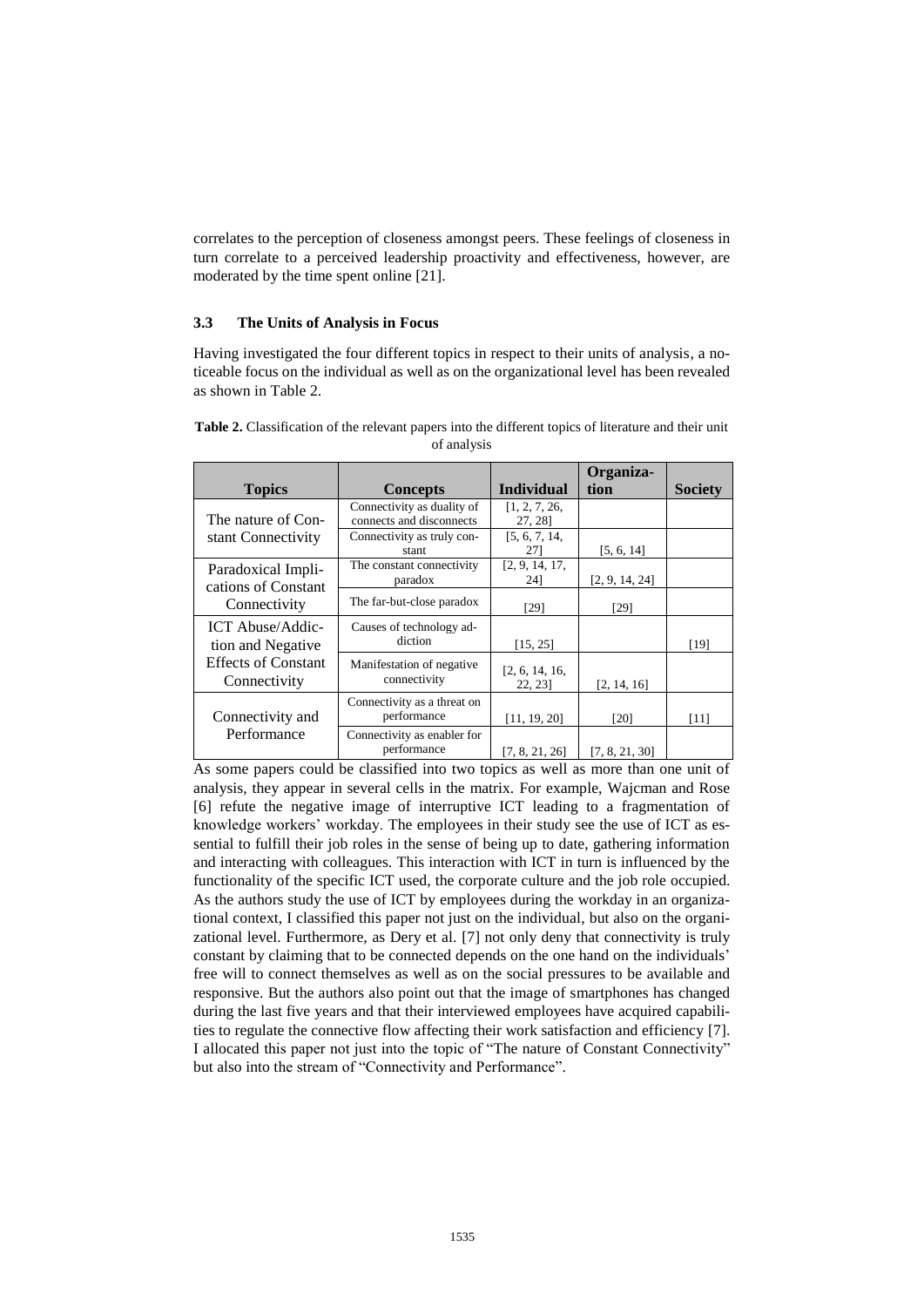correlates to the perception of closeness amongst peers. These feelings of closeness in turn correlate to a perceived leadership proactivity and effectiveness, however, are moderated by the time spent online [21].

### 3.3 The Units of Analysis in Focus

Having investigated the four different topics in respect to their units of analysis, a noticeable focus on the individual as well as on the organizational level has been revealed as shown in Table 2.

**Table 2.** Classification of the relevant papers into the different topics of literature and their unit of analysis

| Topics | Concepts | Individual | Organization | Society |
|---|---|---|---|---|
| The nature of Constant Connectivity | Connectivity as duality of connects and disconnects | [1, 2, 7, 26, 27, 28] | | |
| | Connectivity as truly constant | [5, 6, 7, 14, 27] | [5, 6, 14] | |
| Paradoxical Implications of Constant Connectivity | The constant connectivity paradox | [2, 9, 14, 17, 24] | [2, 9, 14, 24] | |
| | The far-but-close paradox | [29] | [29] | |
| ICT Abuse/Addiction and Negative Effects of Constant Connectivity | Causes of technology addiction | [15, 25] | | [19] |
| | Manifestation of negative connectivity | [2, 6, 14, 16, 22, 23] | [2, 14, 16] | |
| Connectivity and Performance | Connectivity as a threat on performance | [11, 19, 20] | [20] | [11] |
| | Connectivity as enabler for performance | [7, 8, 21, 26] | [7, 8, 21, 30] | |

As some papers could be classified into two topics as well as more than one unit of analysis, they appear in several cells in the matrix. For example, Wajcman and Rose [6] refute the negative image of interruptive ICT leading to a fragmentation of knowledge workers' workday. The employees in their study see the use of ICT as essential to fulfill their job roles in the sense of being up to date, gathering information and interacting with colleagues. This interaction with ICT in turn is influenced by the functionality of the specific ICT used, the corporate culture and the job role occupied. As the authors study the use of ICT by employees during the workday in an organizational context, I classified this paper not just on the individual, but also on the organizational level. Furthermore, as Dery et al. [7] not only deny that connectivity is truly constant by claiming that to be connected depends on the one hand on the individuals' free will to connect themselves as well as on the social pressures to be available and responsive. But the authors also point out that the image of smartphones has changed during the last five years and that their interviewed employees have acquired capabilities to regulate the connective flow affecting their work satisfaction and efficiency [7]. I allocated this paper not just into the topic of "The nature of Constant Connectivity" but also into the stream of "Connectivity and Performance".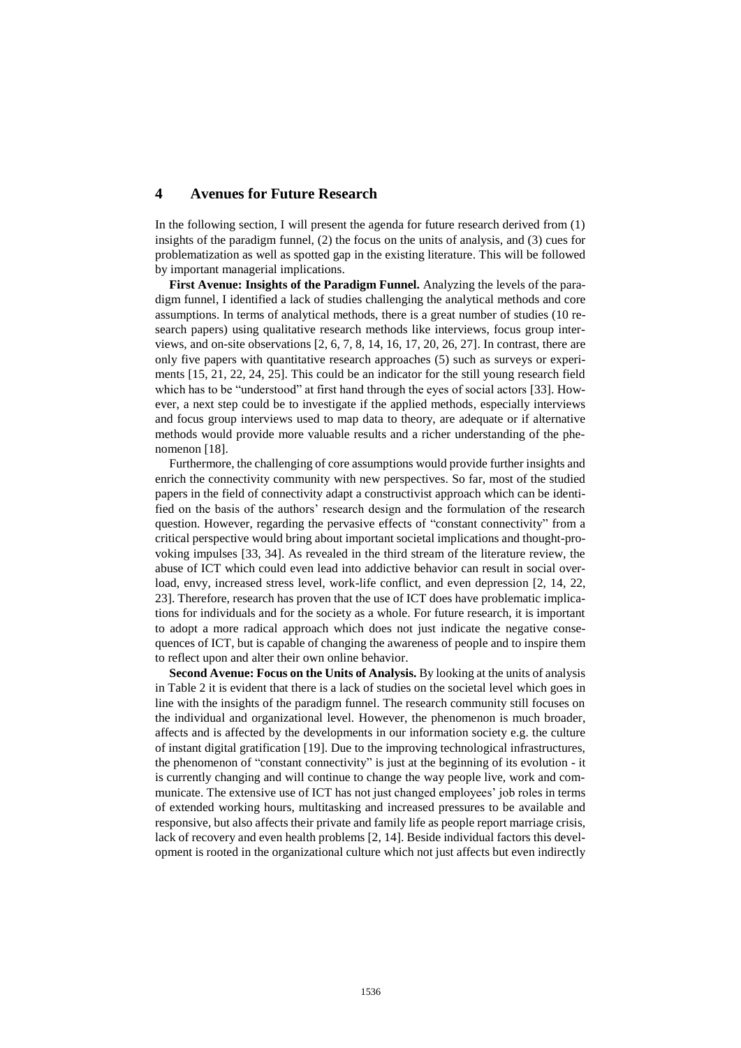## 4 Avenues for Future Research

In the following section, I will present the agenda for future research derived from (1) insights of the paradigm funnel, (2) the focus on the units of analysis, and (3) cues for problematization as well as spotted gap in the existing literature. This will be followed by important managerial implications.

**First Avenue: Insights of the Paradigm Funnel.** Analyzing the levels of the paradigm funnel, I identified a lack of studies challenging the analytical methods and core assumptions. In terms of analytical methods, there is a great number of studies (10 research papers) using qualitative research methods like interviews, focus group interviews, and on-site observations [2, 6, 7, 8, 14, 16, 17, 20, 26, 27]. In contrast, there are only five papers with quantitative research approaches (5) such as surveys or experiments [15, 21, 22, 24, 25]. This could be an indicator for the still young research field which has to be "understood" at first hand through the eyes of social actors [33]. However, a next step could be to investigate if the applied methods, especially interviews and focus group interviews used to map data to theory, are adequate or if alternative methods would provide more valuable results and a richer understanding of the phenomenon [18].

Furthermore, the challenging of core assumptions would provide further insights and enrich the connectivity community with new perspectives. So far, most of the studied papers in the field of connectivity adapt a constructivist approach which can be identified on the basis of the authors' research design and the formulation of the research question. However, regarding the pervasive effects of "constant connectivity" from a critical perspective would bring about important societal implications and thought-provoking impulses [33, 34]. As revealed in the third stream of the literature review, the abuse of ICT which could even lead into addictive behavior can result in social overload, envy, increased stress level, work-life conflict, and even depression [2, 14, 22, 23]. Therefore, research has proven that the use of ICT does have problematic implications for individuals and for the society as a whole. For future research, it is important to adopt a more radical approach which does not just indicate the negative consequences of ICT, but is capable of changing the awareness of people and to inspire them to reflect upon and alter their own online behavior.

**Second Avenue: Focus on the Units of Analysis.** By looking at the units of analysis in Table 2 it is evident that there is a lack of studies on the societal level which goes in line with the insights of the paradigm funnel. The research community still focuses on the individual and organizational level. However, the phenomenon is much broader, affects and is affected by the developments in our information society e.g. the culture of instant digital gratification [19]. Due to the improving technological infrastructures, the phenomenon of "constant connectivity" is just at the beginning of its evolution - it is currently changing and will continue to change the way people live, work and communicate. The extensive use of ICT has not just changed employees' job roles in terms of extended working hours, multitasking and increased pressures to be available and responsive, but also affects their private and family life as people report marriage crisis, lack of recovery and even health problems [2, 14]. Beside individual factors this development is rooted in the organizational culture which not just affects but even indirectly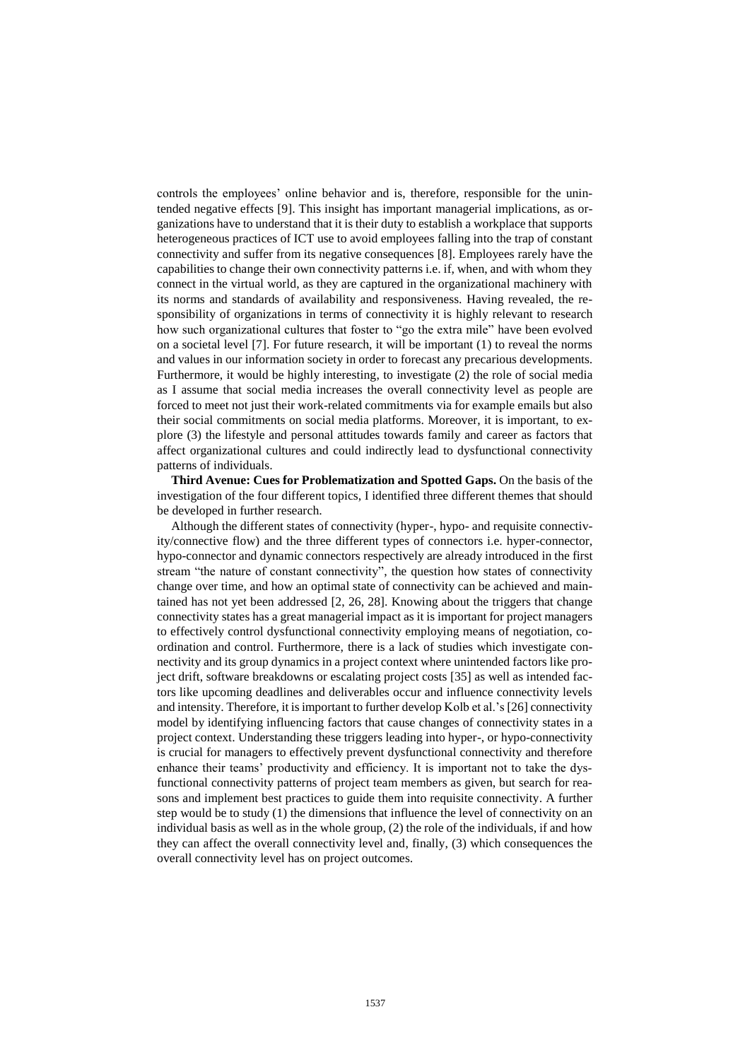controls the employees' online behavior and is, therefore, responsible for the unintended negative effects [9]. This insight has important managerial implications, as organizations have to understand that it is their duty to establish a workplace that supports heterogeneous practices of ICT use to avoid employees falling into the trap of constant connectivity and suffer from its negative consequences [8]. Employees rarely have the capabilities to change their own connectivity patterns i.e. if, when, and with whom they connect in the virtual world, as they are captured in the organizational machinery with its norms and standards of availability and responsiveness. Having revealed, the responsibility of organizations in terms of connectivity it is highly relevant to research how such organizational cultures that foster to "go the extra mile" have been evolved on a societal level [7]. For future research, it will be important (1) to reveal the norms and values in our information society in order to forecast any precarious developments. Furthermore, it would be highly interesting, to investigate (2) the role of social media as I assume that social media increases the overall connectivity level as people are forced to meet not just their work-related commitments via for example emails but also their social commitments on social media platforms. Moreover, it is important, to explore (3) the lifestyle and personal attitudes towards family and career as factors that affect organizational cultures and could indirectly lead to dysfunctional connectivity patterns of individuals.

**Third Avenue: Cues for Problematization and Spotted Gaps.** On the basis of the investigation of the four different topics, I identified three different themes that should be developed in further research.

Although the different states of connectivity (hyper-, hypo- and requisite connectivity/connective flow) and the three different types of connectors i.e. hyper-connector, hypo-connector and dynamic connectors respectively are already introduced in the first stream "the nature of constant connectivity", the question how states of connectivity change over time, and how an optimal state of connectivity can be achieved and maintained has not yet been addressed [2, 26, 28]. Knowing about the triggers that change connectivity states has a great managerial impact as it is important for project managers to effectively control dysfunctional connectivity employing means of negotiation, coordination and control. Furthermore, there is a lack of studies which investigate connectivity and its group dynamics in a project context where unintended factors like project drift, software breakdowns or escalating project costs [35] as well as intended factors like upcoming deadlines and deliverables occur and influence connectivity levels and intensity. Therefore, it is important to further develop Kolb et al.'s [26] connectivity model by identifying influencing factors that cause changes of connectivity states in a project context. Understanding these triggers leading into hyper-, or hypo-connectivity is crucial for managers to effectively prevent dysfunctional connectivity and therefore enhance their teams' productivity and efficiency. It is important not to take the dysfunctional connectivity patterns of project team members as given, but search for reasons and implement best practices to guide them into requisite connectivity. A further step would be to study (1) the dimensions that influence the level of connectivity on an individual basis as well as in the whole group, (2) the role of the individuals, if and how they can affect the overall connectivity level and, finally, (3) which consequences the overall connectivity level has on project outcomes.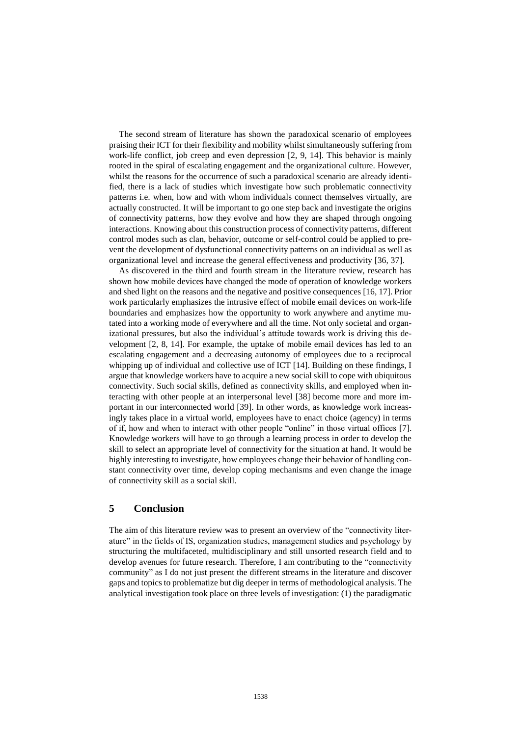The second stream of literature has shown the paradoxical scenario of employees praising their ICT for their flexibility and mobility whilst simultaneously suffering from work-life conflict, job creep and even depression [2, 9, 14]. This behavior is mainly rooted in the spiral of escalating engagement and the organizational culture. However, whilst the reasons for the occurrence of such a paradoxical scenario are already identified, there is a lack of studies which investigate how such problematic connectivity patterns i.e. when, how and with whom individuals connect themselves virtually, are actually constructed. It will be important to go one step back and investigate the origins of connectivity patterns, how they evolve and how they are shaped through ongoing interactions. Knowing about this construction process of connectivity patterns, different control modes such as clan, behavior, outcome or self-control could be applied to prevent the development of dysfunctional connectivity patterns on an individual as well as organizational level and increase the general effectiveness and productivity [36, 37].

As discovered in the third and fourth stream in the literature review, research has shown how mobile devices have changed the mode of operation of knowledge workers and shed light on the reasons and the negative and positive consequences [16, 17]. Prior work particularly emphasizes the intrusive effect of mobile email devices on work-life boundaries and emphasizes how the opportunity to work anywhere and anytime mutated into a working mode of everywhere and all the time. Not only societal and organizational pressures, but also the individual's attitude towards work is driving this development [2, 8, 14]. For example, the uptake of mobile email devices has led to an escalating engagement and a decreasing autonomy of employees due to a reciprocal whipping up of individual and collective use of ICT [14]. Building on these findings, I argue that knowledge workers have to acquire a new social skill to cope with ubiquitous connectivity. Such social skills, defined as connectivity skills, and employed when interacting with other people at an interpersonal level [38] become more and more important in our interconnected world [39]. In other words, as knowledge work increasingly takes place in a virtual world, employees have to enact choice (agency) in terms of if, how and when to interact with other people "online" in those virtual offices [7]. Knowledge workers will have to go through a learning process in order to develop the skill to select an appropriate level of connectivity for the situation at hand. It would be highly interesting to investigate, how employees change their behavior of handling constant connectivity over time, develop coping mechanisms and even change the image of connectivity skill as a social skill.

## 5 Conclusion

The aim of this literature review was to present an overview of the "connectivity literature" in the fields of IS, organization studies, management studies and psychology by structuring the multifaceted, multidisciplinary and still unsorted research field and to develop avenues for future research. Therefore, I am contributing to the "connectivity community" as I do not just present the different streams in the literature and discover gaps and topics to problematize but dig deeper in terms of methodological analysis. The analytical investigation took place on three levels of investigation: (1) the paradigmatic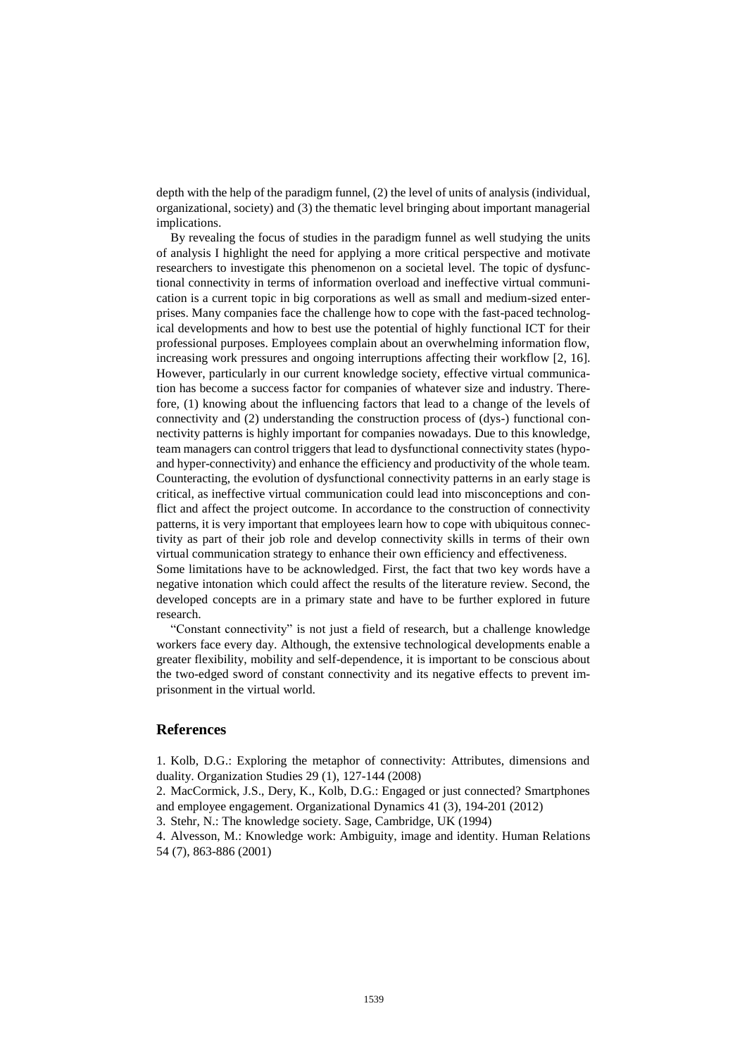depth with the help of the paradigm funnel, (2) the level of units of analysis (individual, organizational, society) and (3) the thematic level bringing about important managerial implications.

By revealing the focus of studies in the paradigm funnel as well studying the units of analysis I highlight the need for applying a more critical perspective and motivate researchers to investigate this phenomenon on a societal level. The topic of dysfunctional connectivity in terms of information overload and ineffective virtual communication is a current topic in big corporations as well as small and medium-sized enterprises. Many companies face the challenge how to cope with the fast-paced technological developments and how to best use the potential of highly functional ICT for their professional purposes. Employees complain about an overwhelming information flow, increasing work pressures and ongoing interruptions affecting their workflow [2, 16]. However, particularly in our current knowledge society, effective virtual communication has become a success factor for companies of whatever size and industry. Therefore, (1) knowing about the influencing factors that lead to a change of the levels of connectivity and (2) understanding the construction process of (dys-) functional connectivity patterns is highly important for companies nowadays. Due to this knowledge, team managers can control triggers that lead to dysfunctional connectivity states (hypo- and hyper-connectivity) and enhance the efficiency and productivity of the whole team. Counteracting, the evolution of dysfunctional connectivity patterns in an early stage is critical, as ineffective virtual communication could lead into misconceptions and conflict and affect the project outcome. In accordance to the construction of connectivity patterns, it is very important that employees learn how to cope with ubiquitous connectivity as part of their job role and develop connectivity skills in terms of their own virtual communication strategy to enhance their own efficiency and effectiveness.

Some limitations have to be acknowledged. First, the fact that two key words have a negative intonation which could affect the results of the literature review. Second, the developed concepts are in a primary state and have to be further explored in future research.

"Constant connectivity" is not just a field of research, but a challenge knowledge workers face every day. Although, the extensive technological developments enable a greater flexibility, mobility and self-dependence, it is important to be conscious about the two-edged sword of constant connectivity and its negative effects to prevent imprisonment in the virtual world.

## References

1. Kolb, D.G.: Exploring the metaphor of connectivity: Attributes, dimensions and duality. Organization Studies 29 (1), 127-144 (2008)
2. MacCormick, J.S., Dery, K., Kolb, D.G.: Engaged or just connected? Smartphones and employee engagement. Organizational Dynamics 41 (3), 194-201 (2012)
3. Stehr, N.: The knowledge society. Sage, Cambridge, UK (1994)
4. Alvesson, M.: Knowledge work: Ambiguity, image and identity. Human Relations 54 (7), 863-886 (2001)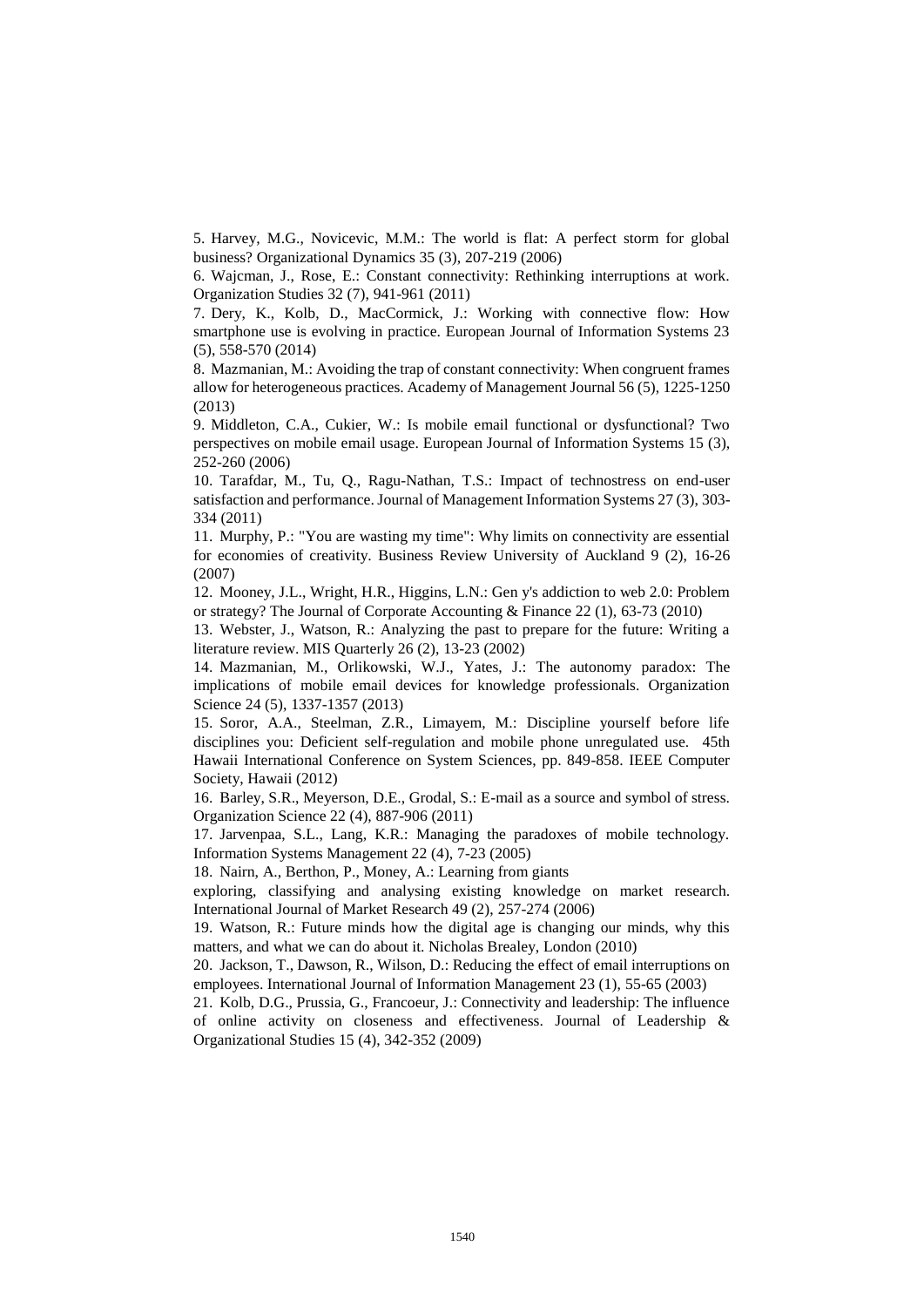5. Harvey, M.G., Novicevic, M.M.: The world is flat: A perfect storm for global business? Organizational Dynamics 35 (3), 207-219 (2006)

6. Wajcman, J., Rose, E.: Constant connectivity: Rethinking interruptions at work. Organization Studies 32 (7), 941-961 (2011)

7. Dery, K., Kolb, D., MacCormick, J.: Working with connective flow: How smartphone use is evolving in practice. European Journal of Information Systems 23 (5), 558-570 (2014)

8. Mazmanian, M.: Avoiding the trap of constant connectivity: When congruent frames allow for heterogeneous practices. Academy of Management Journal 56 (5), 1225-1250 (2013)

9. Middleton, C.A., Cukier, W.: Is mobile email functional or dysfunctional? Two perspectives on mobile email usage. European Journal of Information Systems 15 (3), 252-260 (2006)

10. Tarafdar, M., Tu, Q., Ragu-Nathan, T.S.: Impact of technostress on end-user satisfaction and performance. Journal of Management Information Systems 27 (3), 303-334 (2011)

11. Murphy, P.: "You are wasting my time": Why limits on connectivity are essential for economies of creativity. Business Review University of Auckland 9 (2), 16-26 (2007)

12. Mooney, J.L., Wright, H.R., Higgins, L.N.: Gen y's addiction to web 2.0: Problem or strategy? The Journal of Corporate Accounting & Finance 22 (1), 63-73 (2010)

13. Webster, J., Watson, R.: Analyzing the past to prepare for the future: Writing a literature review. MIS Quarterly 26 (2), 13-23 (2002)

14. Mazmanian, M., Orlikowski, W.J., Yates, J.: The autonomy paradox: The implications of mobile email devices for knowledge professionals. Organization Science 24 (5), 1337-1357 (2013)

15. Soror, A.A., Steelman, Z.R., Limayem, M.: Discipline yourself before life disciplines you: Deficient self-regulation and mobile phone unregulated use. 45th Hawaii International Conference on System Sciences, pp. 849-858. IEEE Computer Society, Hawaii (2012)

16. Barley, S.R., Meyerson, D.E., Grodal, S.: E-mail as a source and symbol of stress. Organization Science 22 (4), 887-906 (2011)

17. Jarvenpaa, S.L., Lang, K.R.: Managing the paradoxes of mobile technology. Information Systems Management 22 (4), 7-23 (2005)

18. Nairn, A., Berthon, P., Money, A.: Learning from giants exploring, classifying and analysing existing knowledge on market research. International Journal of Market Research 49 (2), 257-274 (2006)

19. Watson, R.: Future minds how the digital age is changing our minds, why this matters, and what we can do about it. Nicholas Brealey, London (2010)

20. Jackson, T., Dawson, R., Wilson, D.: Reducing the effect of email interruptions on employees. International Journal of Information Management 23 (1), 55-65 (2003)

21. Kolb, D.G., Prussia, G., Francoeur, J.: Connectivity and leadership: The influence of online activity on closeness and effectiveness. Journal of Leadership & Organizational Studies 15 (4), 342-352 (2009)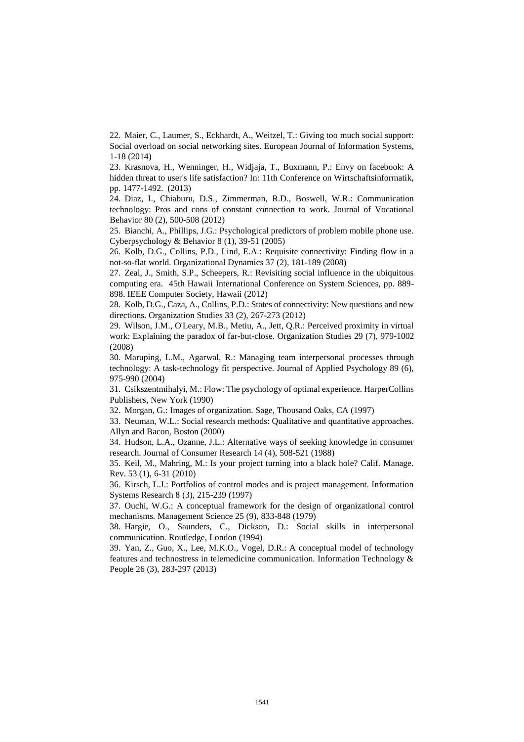22. Maier, C., Laumer, S., Eckhardt, A., Weitzel, T.: Giving too much social support: Social overload on social networking sites. European Journal of Information Systems, 1-18 (2014)

23. Krasnova, H., Wenninger, H., Widjaja, T., Buxmann, P.: Envy on facebook: A hidden threat to user's life satisfaction? In: 11th Conference on Wirtschaftsinformatik, pp. 1477-1492. (2013)

24. Diaz, I., Chiaburu, D.S., Zimmerman, R.D., Boswell, W.R.: Communication technology: Pros and cons of constant connection to work. Journal of Vocational Behavior 80 (2), 500-508 (2012)

25. Bianchi, A., Phillips, J.G.: Psychological predictors of problem mobile phone use. Cyberpsychology & Behavior 8 (1), 39-51 (2005)

26. Kolb, D.G., Collins, P.D., Lind, E.A.: Requisite connectivity: Finding flow in a not-so-flat world. Organizational Dynamics 37 (2), 181-189 (2008)

27. Zeal, J., Smith, S.P., Scheepers, R.: Revisiting social influence in the ubiquitous computing era. 45th Hawaii International Conference on System Sciences, pp. 889-898. IEEE Computer Society, Hawaii (2012)

28. Kolb, D.G., Caza, A., Collins, P.D.: States of connectivity: New questions and new directions. Organization Studies 33 (2), 267-273 (2012)

29. Wilson, J.M., O'Leary, M.B., Metiu, A., Jett, Q.R.: Perceived proximity in virtual work: Explaining the paradox of far-but-close. Organization Studies 29 (7), 979-1002 (2008)

30. Maruping, L.M., Agarwal, R.: Managing team interpersonal processes through technology: A task-technology fit perspective. Journal of Applied Psychology 89 (6), 975-990 (2004)

31. Csikszentmihalyi, M.: Flow: The psychology of optimal experience. HarperCollins Publishers, New York (1990)

32. Morgan, G.: Images of organization. Sage, Thousand Oaks, CA (1997)

33. Neuman, W.L.: Social research methods: Qualitative and quantitative approaches. Allyn and Bacon, Boston (2000)

34. Hudson, L.A., Ozanne, J.L.: Alternative ways of seeking knowledge in consumer research. Journal of Consumer Research 14 (4), 508-521 (1988)

35. Keil, M., Mahring, M.: Is your project turning into a black hole? Calif. Manage. Rev. 53 (1), 6-31 (2010)

36. Kirsch, L.J.: Portfolios of control modes and is project management. Information Systems Research 8 (3), 215-239 (1997)

37. Ouchi, W.G.: A conceptual framework for the design of organizational control mechanisms. Management Science 25 (9), 833-848 (1979)

38. Hargie, O., Saunders, C., Dickson, D.: Social skills in interpersonal communication. Routledge, London (1994)

39. Yan, Z., Guo, X., Lee, M.K.O., Vogel, D.R.: A conceptual model of technology features and technostress in telemedicine communication. Information Technology & People 26 (3), 283-297 (2013)